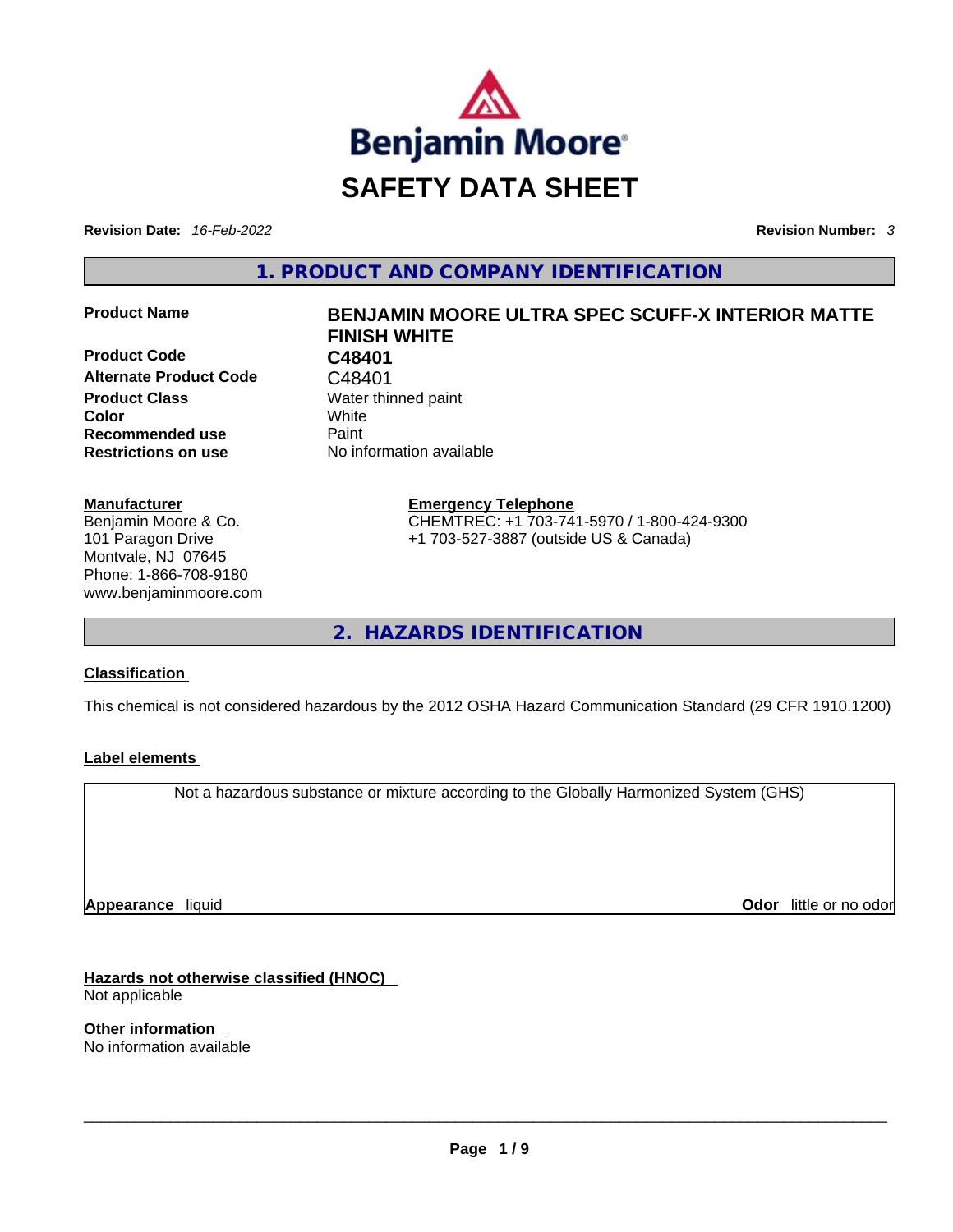Benjamin Moore®

# SAFETY DATA SHEET

**Revision Date:** *16-Feb-2022* **Revision Number:** *3*

## 1. PRODUCT AND COMPANY IDENTIFICATION

| | |
|---|---|
| **Product Name** | **BENJAMIN MOORE ULTRA SPEC SCUFF-X INTERIOR MATTE FINISH WHITE** |
| **Product Code** | **C48401** |
| **Alternate Product Code** | C48401 |
| **Product Class** | Water thinned paint |
| **Color** | White |
| **Recommended use** | Paint |
| **Restrictions on use** | No information available |

**Manufacturer**
Benjamin Moore & Co.
101 Paragon Drive
Montvale, NJ 07645
Phone: 1-866-708-9180
www.benjaminmoore.com

**Emergency Telephone**
CHEMTREC: +1 703-741-5970 / 1-800-424-9300
+1 703-527-3887 (outside US & Canada)

## 2. HAZARDS IDENTIFICATION

**Classification**

This chemical is not considered hazardous by the 2012 OSHA Hazard Communication Standard (29 CFR 1910.1200)

**Label elements**

Not a hazardous substance or mixture according to the Globally Harmonized System (GHS)

**Appearance** liquid **Odor** little or no odor

**Hazards not otherwise classified (HNOC)**
Not applicable

**Other information**
No information available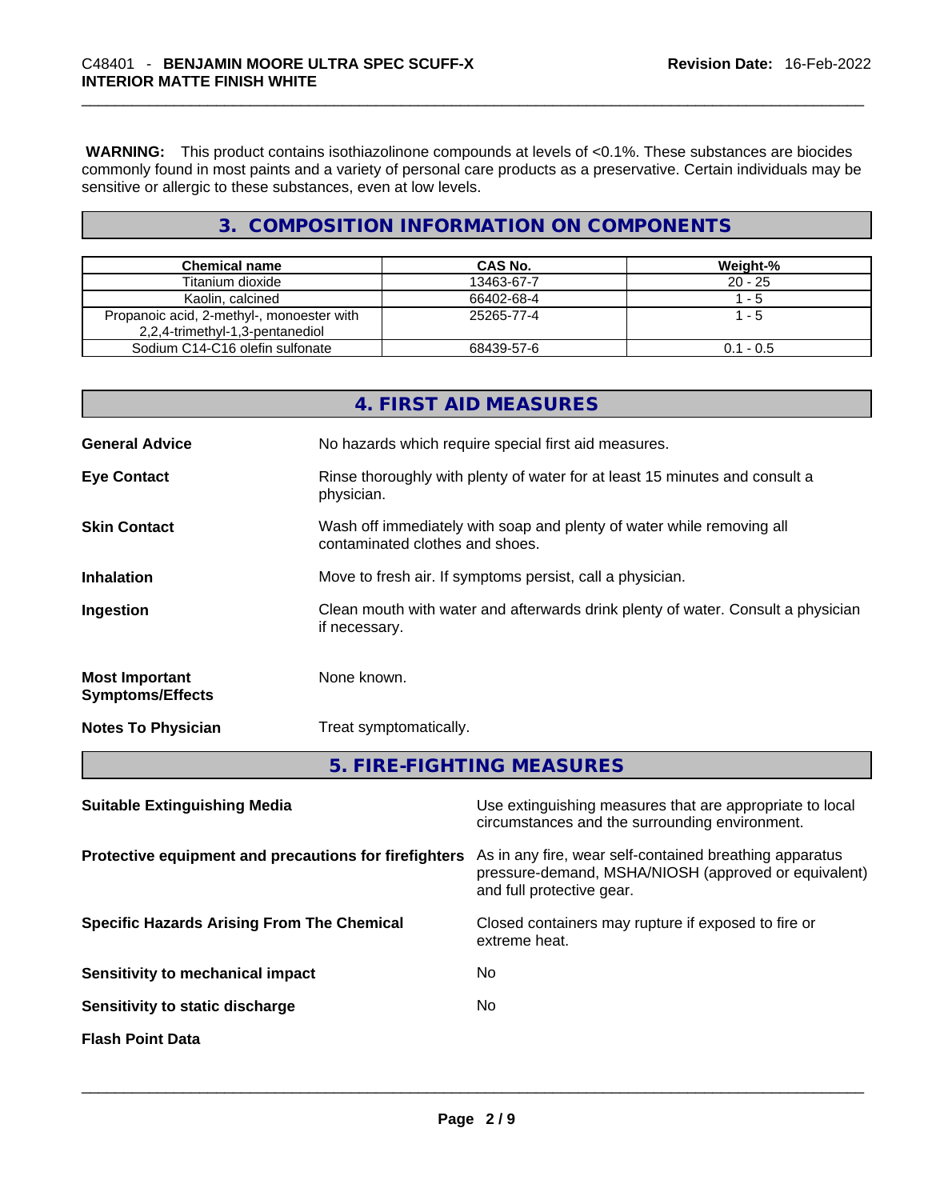**WARNING:** This product contains isothiazolinone compounds at levels of <0.1%. These substances are biocides commonly found in most paints and a variety of personal care products as a preservative. Certain individuals may be sensitive or allergic to these substances, even at low levels.

## 3. COMPOSITION INFORMATION ON COMPONENTS

| Chemical name | CAS No. | Weight-% |
|---|---|---|
| Titanium dioxide | 13463-67-7 | 20 - 25 |
| Kaolin, calcined | 66402-68-4 | 1 - 5 |
| Propanoic acid, 2-methyl-, monoester with 2,2,4-trimethyl-1,3-pentanediol | 25265-77-4 | 1 - 5 |
| Sodium C14-C16 olefin sulfonate | 68439-57-6 | 0.1 - 0.5 |

## 4. FIRST AID MEASURES

**General Advice**
No hazards which require special first aid measures.

**Eye Contact**
Rinse thoroughly with plenty of water for at least 15 minutes and consult a physician.

**Skin Contact**
Wash off immediately with soap and plenty of water while removing all contaminated clothes and shoes.

**Inhalation**
Move to fresh air. If symptoms persist, call a physician.

**Ingestion**
Clean mouth with water and afterwards drink plenty of water. Consult a physician if necessary.

**Most Important Symptoms/Effects**
None known.

**Notes To Physician**
Treat symptomatically.

## 5. FIRE-FIGHTING MEASURES

**Suitable Extinguishing Media**
Use extinguishing measures that are appropriate to local circumstances and the surrounding environment.

**Protective equipment and precautions for firefighters**
As in any fire, wear self-contained breathing apparatus pressure-demand, MSHA/NIOSH (approved or equivalent) and full protective gear.

**Specific Hazards Arising From The Chemical**
Closed containers may rupture if exposed to fire or extreme heat.

**Sensitivity to mechanical impact**
No

**Sensitivity to static discharge**
No

**Flash Point Data**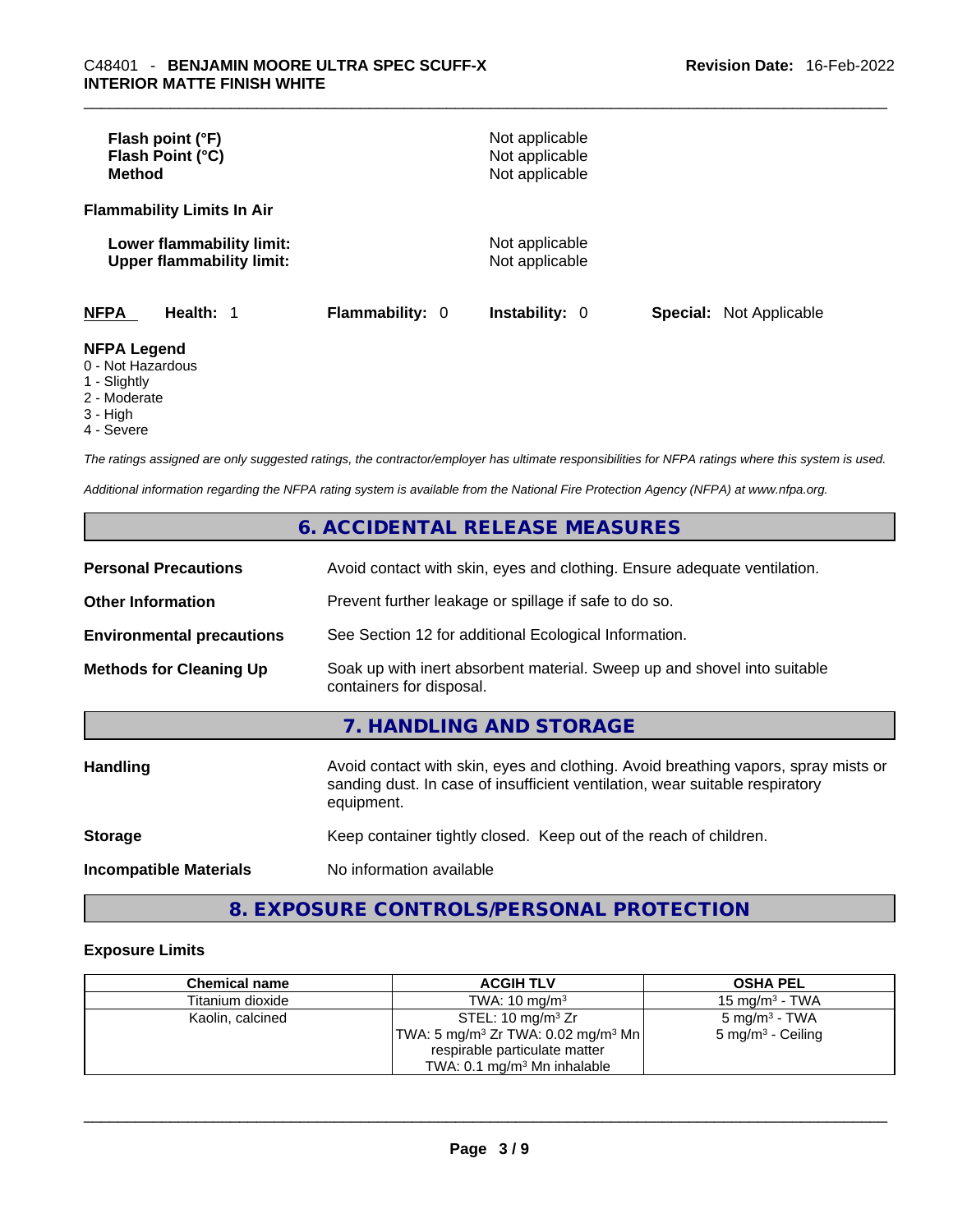| | |
|---|---|
| **Flash point (°F)** | Not applicable |
| **Flash Point (°C)** | Not applicable |
| **Method** | Not applicable |

**Flammability Limits In Air**

| | |
|---|---|
| **Lower flammability limit:** | Not applicable |
| **Upper flammability limit:** | Not applicable |

**NFPA** **Health:** 1 **Flammability:** 0 **Instability:** 0 **Special:** Not Applicable

**NFPA Legend**
0 - Not Hazardous
1 - Slightly
2 - Moderate
3 - High
4 - Severe

*The ratings assigned are only suggested ratings, the contractor/employer has ultimate responsibilities for NFPA ratings where this system is used.*

*Additional information regarding the NFPA rating system is available from the National Fire Protection Agency (NFPA) at www.nfpa.org.*

## 6. ACCIDENTAL RELEASE MEASURES

| | |
|---|---|
| **Personal Precautions** | Avoid contact with skin, eyes and clothing. Ensure adequate ventilation. |
| **Other Information** | Prevent further leakage or spillage if safe to do so. |
| **Environmental precautions** | See Section 12 for additional Ecological Information. |
| **Methods for Cleaning Up** | Soak up with inert absorbent material. Sweep up and shovel into suitable containers for disposal. |

## 7. HANDLING AND STORAGE

| | |
|---|---|
| **Handling** | Avoid contact with skin, eyes and clothing. Avoid breathing vapors, spray mists or sanding dust. In case of insufficient ventilation, wear suitable respiratory equipment. |
| **Storage** | Keep container tightly closed. Keep out of the reach of children. |
| **Incompatible Materials** | No information available |

## 8. EXPOSURE CONTROLS/PERSONAL PROTECTION

### Exposure Limits

| Chemical name | ACGIH TLV | OSHA PEL |
|---|---|---|
| Titanium dioxide | TWA: 10 mg/m³ | 15 mg/m³ - TWA |
| Kaolin, calcined | STEL: 10 mg/m³ Zr<br>TWA: 5 mg/m³ Zr TWA: 0.02 mg/m³ Mn respirable particulate matter<br>TWA: 0.1 mg/m³ Mn inhalable | 5 mg/m³ - TWA<br>5 mg/m³ - Ceiling |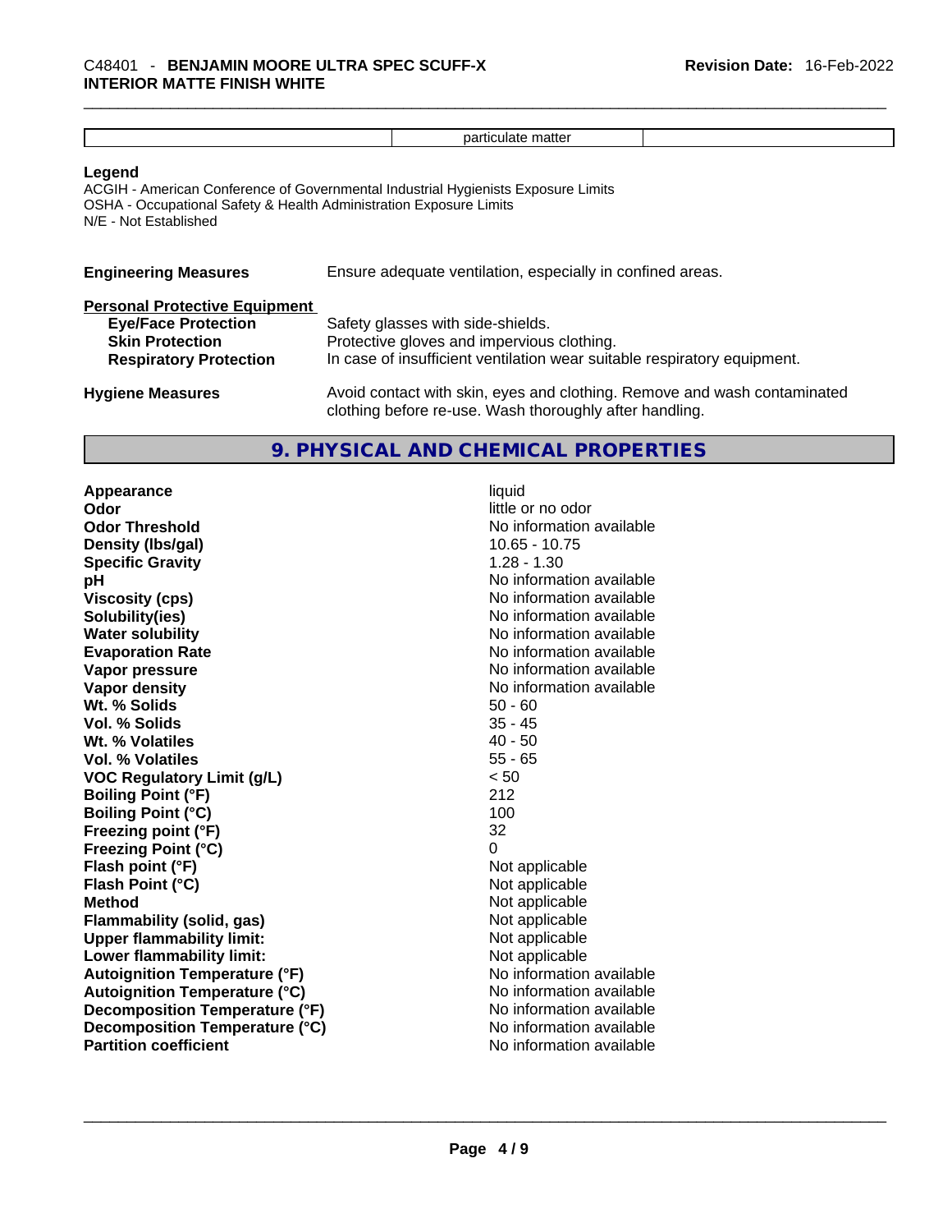| | particulate matter | |
|---|---|---|

**Legend**

ACGIH - American Conference of Governmental Industrial Hygienists Exposure Limits
OSHA - Occupational Safety & Health Administration Exposure Limits
N/E - Not Established

**Engineering Measures** Ensure adequate ventilation, especially in confined areas.

**Personal Protective Equipment**

**Eye/Face Protection** Safety glasses with side-shields.
**Skin Protection** Protective gloves and impervious clothing.
**Respiratory Protection** In case of insufficient ventilation wear suitable respiratory equipment.

**Hygiene Measures** Avoid contact with skin, eyes and clothing. Remove and wash contaminated clothing before re-use. Wash thoroughly after handling.

## 9. PHYSICAL AND CHEMICAL PROPERTIES

| | |
|---|---|
| **Appearance** | liquid |
| **Odor** | little or no odor |
| **Odor Threshold** | No information available |
| **Density (lbs/gal)** | 10.65 - 10.75 |
| **Specific Gravity** | 1.28 - 1.30 |
| **pH** | No information available |
| **Viscosity (cps)** | No information available |
| **Solubility(ies)** | No information available |
| **Water solubility** | No information available |
| **Evaporation Rate** | No information available |
| **Vapor pressure** | No information available |
| **Vapor density** | No information available |
| **Wt. % Solids** | 50 - 60 |
| **Vol. % Solids** | 35 - 45 |
| **Wt. % Volatiles** | 40 - 50 |
| **Vol. % Volatiles** | 55 - 65 |
| **VOC Regulatory Limit (g/L)** | < 50 |
| **Boiling Point (°F)** | 212 |
| **Boiling Point (°C)** | 100 |
| **Freezing point (°F)** | 32 |
| **Freezing Point (°C)** | 0 |
| **Flash point (°F)** | Not applicable |
| **Flash Point (°C)** | Not applicable |
| **Method** | Not applicable |
| **Flammability (solid, gas)** | Not applicable |
| **Upper flammability limit:** | Not applicable |
| **Lower flammability limit:** | Not applicable |
| **Autoignition Temperature (°F)** | No information available |
| **Autoignition Temperature (°C)** | No information available |
| **Decomposition Temperature (°F)** | No information available |
| **Decomposition Temperature (°C)** | No information available |
| **Partition coefficient** | No information available |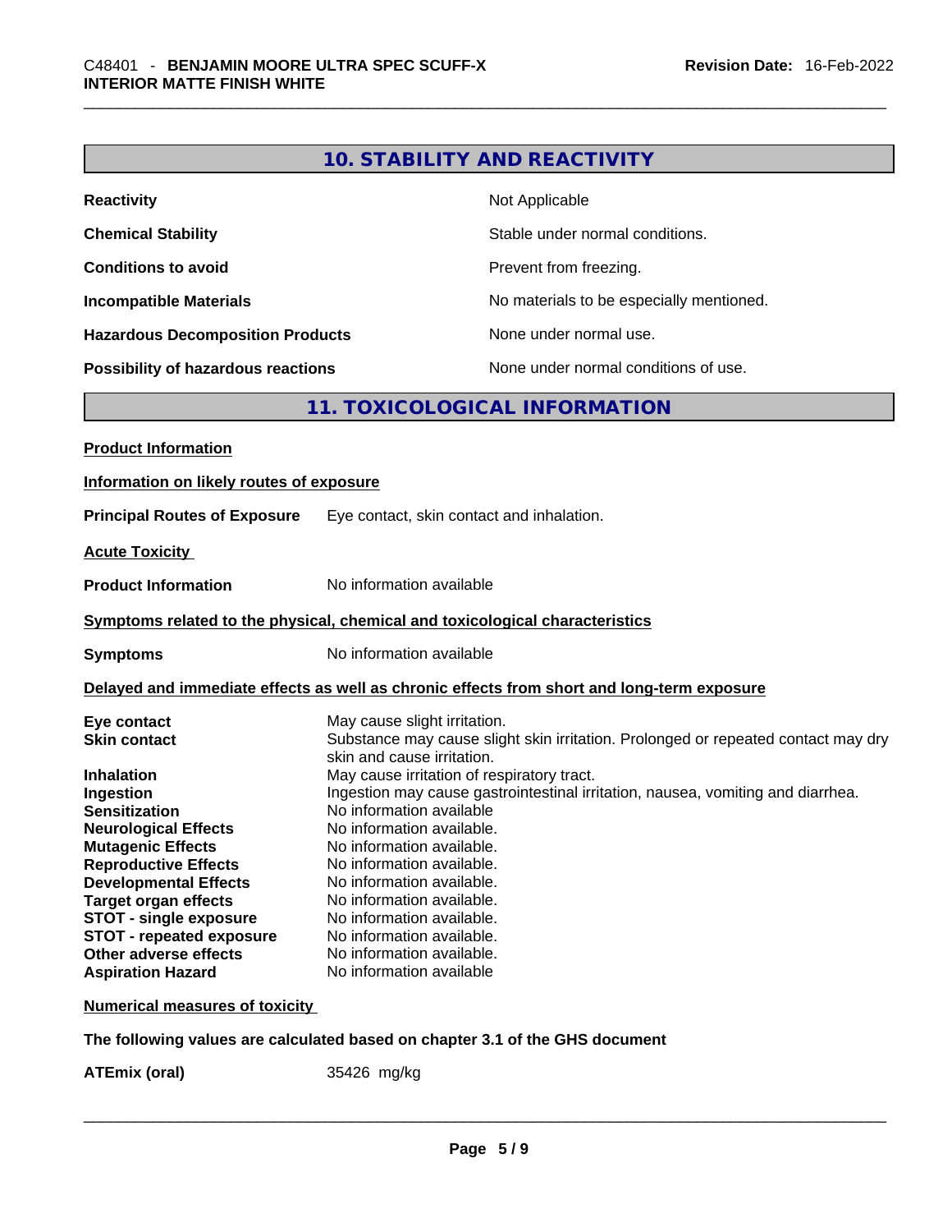## 10. STABILITY AND REACTIVITY

| | |
|---|---|
| **Reactivity** | Not Applicable |
| **Chemical Stability** | Stable under normal conditions. |
| **Conditions to avoid** | Prevent from freezing. |
| **Incompatible Materials** | No materials to be especially mentioned. |
| **Hazardous Decomposition Products** | None under normal use. |
| **Possibility of hazardous reactions** | None under normal conditions of use. |

## 11. TOXICOLOGICAL INFORMATION

**Product Information**

**Information on likely routes of exposure**

**Principal Routes of Exposure** Eye contact, skin contact and inhalation.

**Acute Toxicity**

**Product Information** No information available

**Symptoms related to the physical, chemical and toxicological characteristics**

**Symptoms** No information available

**Delayed and immediate effects as well as chronic effects from short and long-term exposure**

| | |
|---|---|
| **Eye contact** | May cause slight irritation. |
| **Skin contact** | Substance may cause slight skin irritation. Prolonged or repeated contact may dry skin and cause irritation. |
| **Inhalation** | May cause irritation of respiratory tract. |
| **Ingestion** | Ingestion may cause gastrointestinal irritation, nausea, vomiting and diarrhea. |
| **Sensitization** | No information available |
| **Neurological Effects** | No information available. |
| **Mutagenic Effects** | No information available. |
| **Reproductive Effects** | No information available. |
| **Developmental Effects** | No information available. |
| **Target organ effects** | No information available. |
| **STOT - single exposure** | No information available. |
| **STOT - repeated exposure** | No information available. |
| **Other adverse effects** | No information available. |
| **Aspiration Hazard** | No information available |

**Numerical measures of toxicity**

**The following values are calculated based on chapter 3.1 of the GHS document**

**ATEmix (oral)** 35426 mg/kg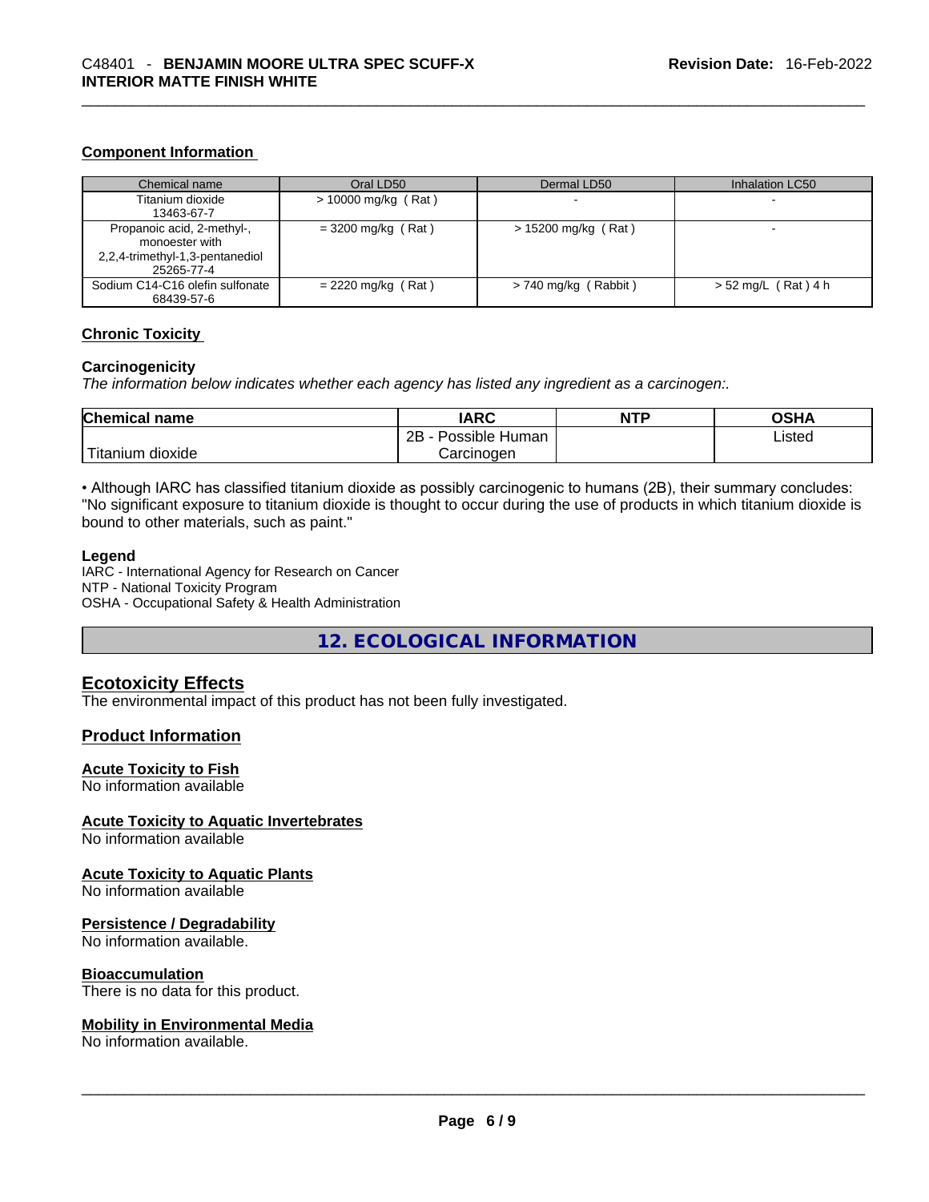### Component Information

| Chemical name | Oral LD50 | Dermal LD50 | Inhalation LC50 |
|---|---|---|---|
| Titanium dioxide 13463-67-7 | > 10000 mg/kg ( Rat ) | - | - |
| Propanoic acid, 2-methyl-, monoester with 2,2,4-trimethyl-1,3-pentanediol 25265-77-4 | = 3200 mg/kg ( Rat ) | > 15200 mg/kg ( Rat ) | - |
| Sodium C14-C16 olefin sulfonate 68439-57-6 | = 2220 mg/kg ( Rat ) | > 740 mg/kg ( Rabbit ) | > 52 mg/L ( Rat ) 4 h |

### Chronic Toxicity

**Carcinogenicity**

*The information below indicates whether each agency has listed any ingredient as a carcinogen:.*

| Chemical name | IARC | NTP | OSHA |
|---|---|---|---|
| Titanium dioxide | 2B - Possible Human Carcinogen | | Listed |

• Although IARC has classified titanium dioxide as possibly carcinogenic to humans (2B), their summary concludes: "No significant exposure to titanium dioxide is thought to occur during the use of products in which titanium dioxide is bound to other materials, such as paint."

**Legend**

IARC - International Agency for Research on Cancer
NTP - National Toxicity Program
OSHA - Occupational Safety & Health Administration

## 12. ECOLOGICAL INFORMATION

### Ecotoxicity Effects

The environmental impact of this product has not been fully investigated.

### Product Information

**Acute Toxicity to Fish**
No information available

**Acute Toxicity to Aquatic Invertebrates**
No information available

**Acute Toxicity to Aquatic Plants**
No information available

**Persistence / Degradability**
No information available.

**Bioaccumulation**
There is no data for this product.

**Mobility in Environmental Media**
No information available.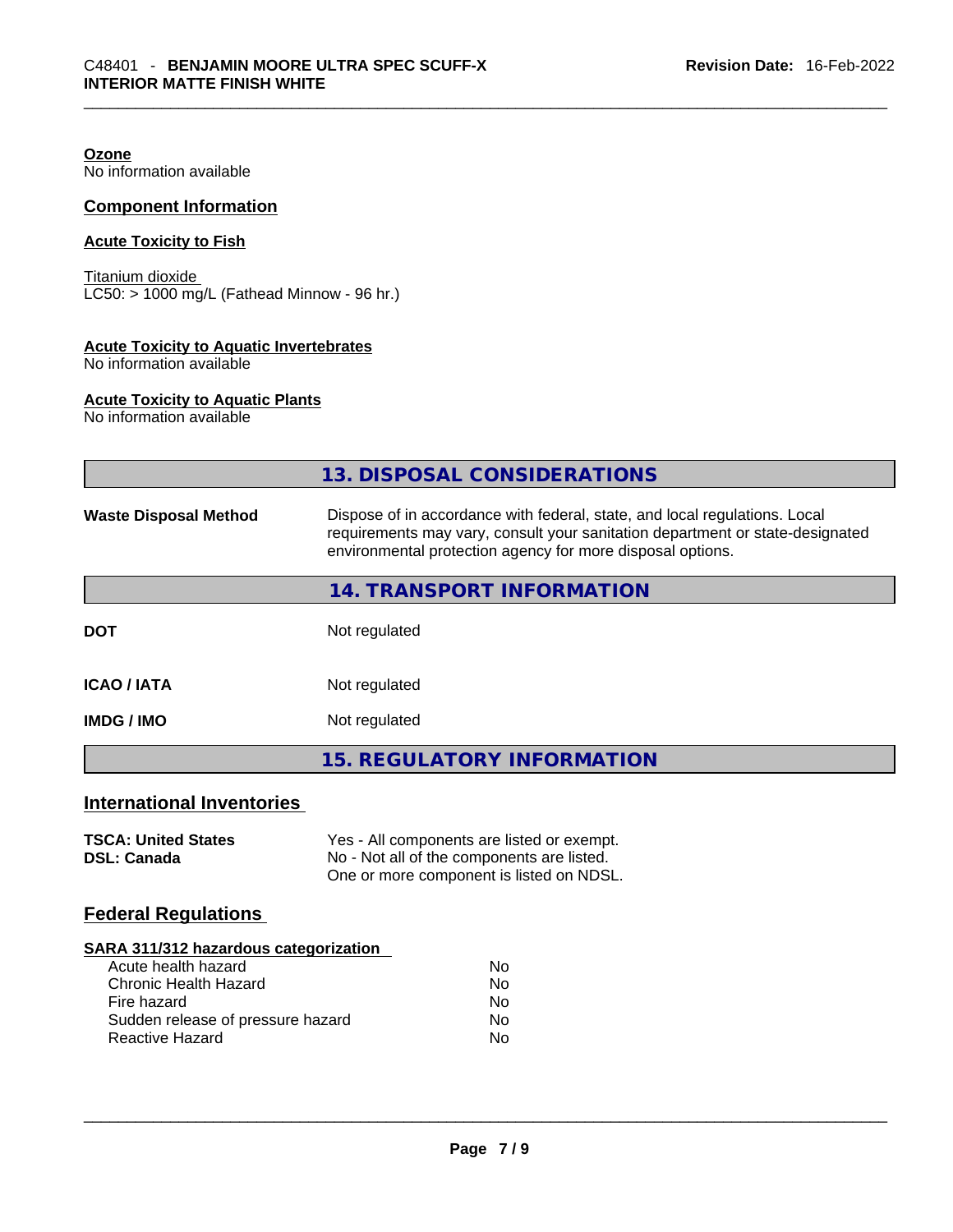#### Ozone
No information available

### Component Information

#### Acute Toxicity to Fish

Titanium dioxide
LC50: > 1000 mg/L (Fathead Minnow - 96 hr.)

#### Acute Toxicity to Aquatic Invertebrates
No information available

#### Acute Toxicity to Aquatic Plants
No information available

## 13. DISPOSAL CONSIDERATIONS

| | |
|---|---|
| **Waste Disposal Method** | Dispose of in accordance with federal, state, and local regulations. Local requirements may vary, consult your sanitation department or state-designated environmental protection agency for more disposal options. |

## 14. TRANSPORT INFORMATION

| | |
|---|---|
| **DOT** | Not regulated |
| **ICAO / IATA** | Not regulated |
| **IMDG / IMO** | Not regulated |

## 15. REGULATORY INFORMATION

### International Inventories

| | |
|---|---|
| **TSCA: United States** | Yes - All components are listed or exempt. |
| **DSL: Canada** | No - Not all of the components are listed. One or more component is listed on NDSL. |

### Federal Regulations

#### SARA 311/312 hazardous categorization

| | |
|---|---|
| Acute health hazard | No |
| Chronic Health Hazard | No |
| Fire hazard | No |
| Sudden release of pressure hazard | No |
| Reactive Hazard | No |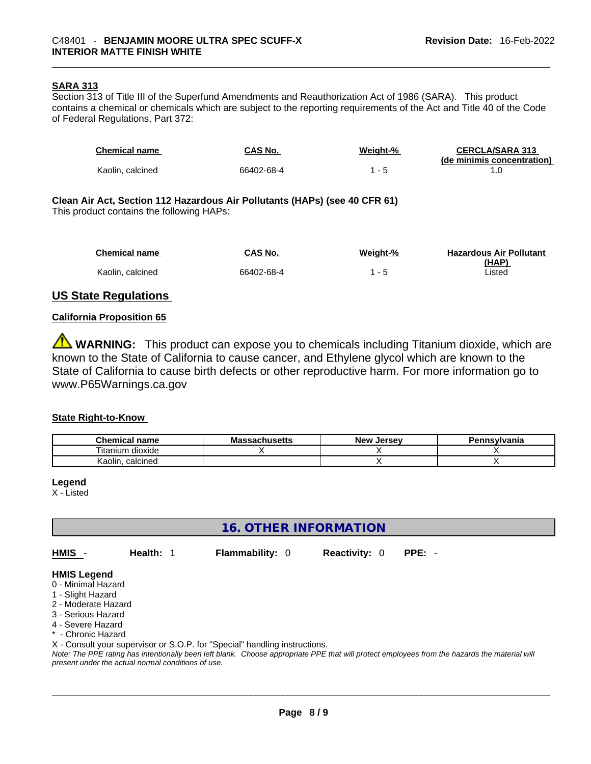### SARA 313

Section 313 of Title III of the Superfund Amendments and Reauthorization Act of 1986 (SARA). This product contains a chemical or chemicals which are subject to the reporting requirements of the Act and Title 40 of the Code of Federal Regulations, Part 372:

| Chemical name | CAS No. | Weight-% | CERCLA/SARA 313 (de minimis concentration) |
|---|---|---|---|
| Kaolin, calcined | 66402-68-4 | 1 - 5 | 1.0 |

### Clean Air Act, Section 112 Hazardous Air Pollutants (HAPs) (see 40 CFR 61)

This product contains the following HAPs:

| Chemical name | CAS No. | Weight-% | Hazardous Air Pollutant (HAP) |
|---|---|---|---|
| Kaolin, calcined | 66402-68-4 | 1 - 5 | Listed |

## US State Regulations

### California Proposition 65

⚠ **WARNING:** This product can expose you to chemicals including Titanium dioxide, which are known to the State of California to cause cancer, and Ethylene glycol which are known to the State of California to cause birth defects or other reproductive harm. For more information go to www.P65Warnings.ca.gov

### State Right-to-Know

| Chemical name | Massachusetts | New Jersey | Pennsylvania |
|---|---|---|---|
| Titanium dioxide | X | X | X |
| Kaolin, calcined | | X | X |

**Legend**

X - Listed

## 16. OTHER INFORMATION

| **HMIS** - | **Health:** 1 | **Flammability:** 0 | **Reactivity:** 0 | **PPE:** - |
|---|---|---|---|---|

**HMIS Legend**

0 - Minimal Hazard
1 - Slight Hazard
2 - Moderate Hazard
3 - Serious Hazard
4 - Severe Hazard
* - Chronic Hazard
X - Consult your supervisor or S.O.P. for "Special" handling instructions.

*Note: The PPE rating has intentionally been left blank. Choose appropriate PPE that will protect employees from the hazards the material will present under the actual normal conditions of use.*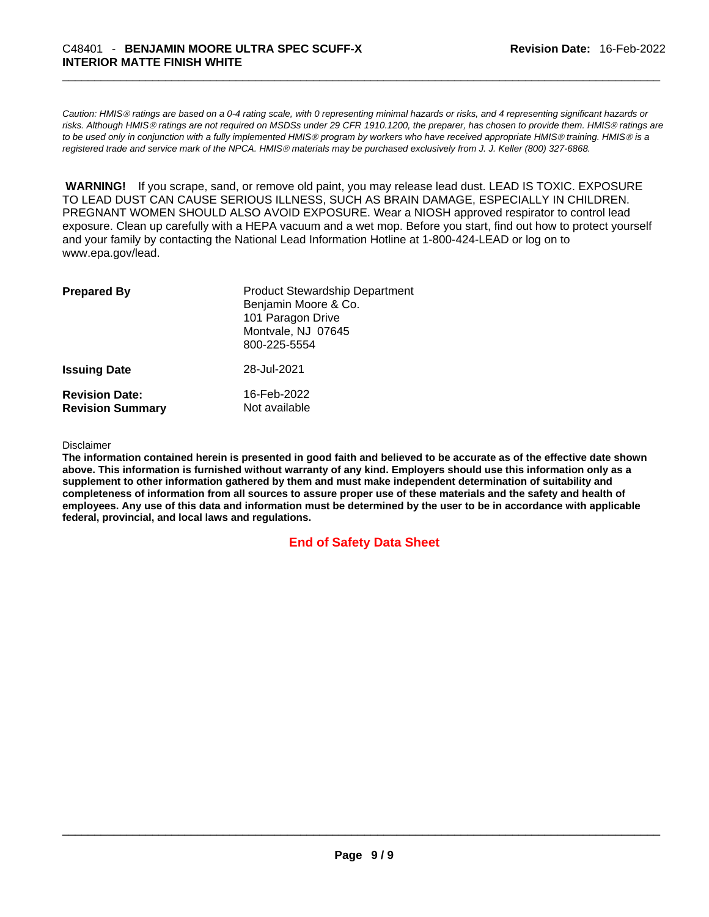*Caution: HMIS® ratings are based on a 0-4 rating scale, with 0 representing minimal hazards or risks, and 4 representing significant hazards or risks. Although HMIS® ratings are not required on MSDSs under 29 CFR 1910.1200, the preparer, has chosen to provide them. HMIS® ratings are to be used only in conjunction with a fully implemented HMIS® program by workers who have received appropriate HMIS® training. HMIS® is a registered trade and service mark of the NPCA. HMIS® materials may be purchased exclusively from J. J. Keller (800) 327-6868.*

**WARNING!** If you scrape, sand, or remove old paint, you may release lead dust. LEAD IS TOXIC. EXPOSURE TO LEAD DUST CAN CAUSE SERIOUS ILLNESS, SUCH AS BRAIN DAMAGE, ESPECIALLY IN CHILDREN. PREGNANT WOMEN SHOULD ALSO AVOID EXPOSURE. Wear a NIOSH approved respirator to control lead exposure. Clean up carefully with a HEPA vacuum and a wet mop. Before you start, find out how to protect yourself and your family by contacting the National Lead Information Hotline at 1-800-424-LEAD or log on to www.epa.gov/lead.

| | |
|---|---|
| **Prepared By** | Product Stewardship Department<br>Benjamin Moore & Co.<br>101 Paragon Drive<br>Montvale, NJ 07645<br>800-225-5554 |
| **Issuing Date** | 28-Jul-2021 |
| **Revision Date:** | 16-Feb-2022 |
| **Revision Summary** | Not available |

Disclaimer

**The information contained herein is presented in good faith and believed to be accurate as of the effective date shown above. This information is furnished without warranty of any kind. Employers should use this information only as a supplement to other information gathered by them and must make independent determination of suitability and completeness of information from all sources to assure proper use of these materials and the safety and health of employees. Any use of this data and information must be determined by the user to be in accordance with applicable federal, provincial, and local laws and regulations.**

**End of Safety Data Sheet**